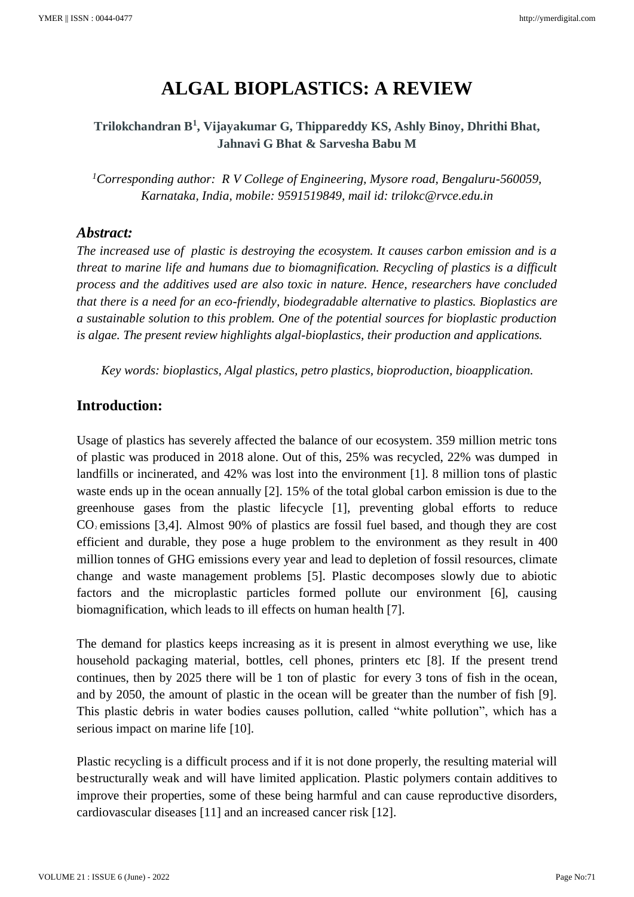# ALGAL BIOPLASTICS: A REVIEW

**Trilokchandran B[1], Vijayakumar G, Thippareddy KS, Ashly Binoy, Dhrithi Bhat, Jahnavi G Bhat & Sarvesha Babu M**

*[1]Corresponding author: R V College of Engineering, Mysore road, Bengaluru-560059, Karnataka, India, mobile: 9591519849, mail id: trilokc@rvce.edu.in*

## *Abstract:*

*The increased use of plastic is destroying the ecosystem. It causes carbon emission and is a threat to marine life and humans due to biomagnification. Recycling of plastics is a difficult process and the additives used are also toxic in nature. Hence, researchers have concluded that there is a need for an eco-friendly, biodegradable alternative to plastics. Bioplastics are a sustainable solution to this problem. One of the potential sources for bioplastic production is algae. The present review highlights algal-bioplastics, their production and applications.*

*Key words: bioplastics, Algal plastics, petro plastics, bioproduction, bioapplication.*

## Introduction:

Usage of plastics has severely affected the balance of our ecosystem. 359 million metric tons of plastic was produced in 2018 alone. Out of this, 25% was recycled, 22% was dumped in landfills or incinerated, and 42% was lost into the environment [1]. 8 million tons of plastic waste ends up in the ocean annually [2]. 15% of the total global carbon emission is due to the greenhouse gases from the plastic lifecycle [1], preventing global efforts to reduce $CO_2$ emissions [3,4]. Almost 90% of plastics are fossil fuel based, and though they are cost efficient and durable, they pose a huge problem to the environment as they result in 400 million tonnes of GHG emissions every year and lead to depletion of fossil resources, climate change and waste management problems [5]. Plastic decomposes slowly due to abiotic factors and the microplastic particles formed pollute our environment [6], causing biomagnification, which leads to ill effects on human health [7].

The demand for plastics keeps increasing as it is present in almost everything we use, like household packaging material, bottles, cell phones, printers etc [8]. If the present trend continues, then by 2025 there will be 1 ton of plastic for every 3 tons of fish in the ocean, and by 2050, the amount of plastic in the ocean will be greater than the number of fish [9]. This plastic debris in water bodies causes pollution, called "white pollution", which has a serious impact on marine life [10].

Plastic recycling is a difficult process and if it is not done properly, the resulting material will bestructurally weak and will have limited application. Plastic polymers contain additives to improve their properties, some of these being harmful and can cause reproductive disorders, cardiovascular diseases [11] and an increased cancer risk [12].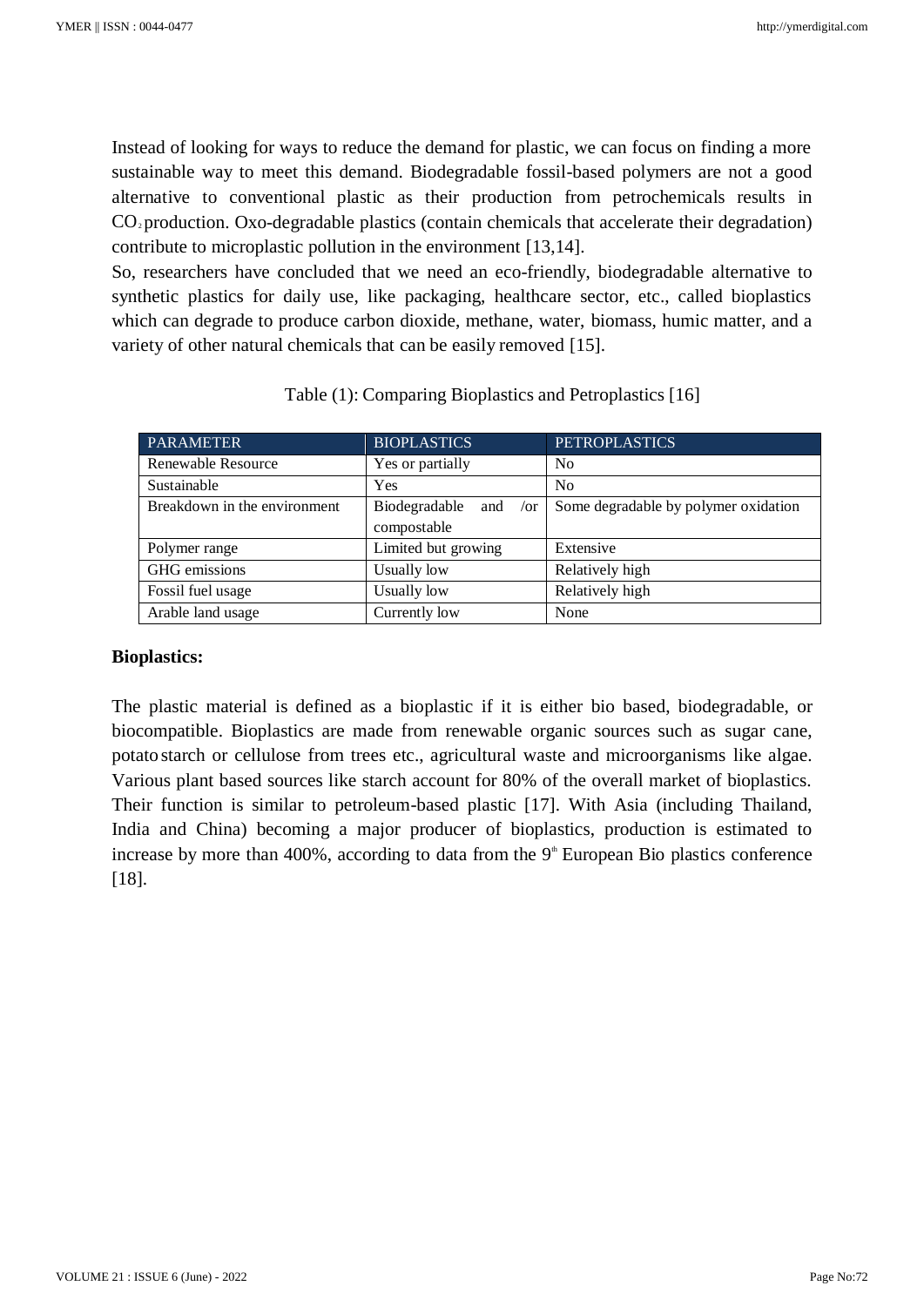Instead of looking for ways to reduce the demand for plastic, we can focus on finding a more sustainable way to meet this demand. Biodegradable fossil-based polymers are not a good alternative to conventional plastic as their production from petrochemicals results in $CO_2$ production. Oxo-degradable plastics (contain chemicals that accelerate their degradation) contribute to microplastic pollution in the environment [13,14].

So, researchers have concluded that we need an eco-friendly, biodegradable alternative to synthetic plastics for daily use, like packaging, healthcare sector, etc., called bioplastics which can degrade to produce carbon dioxide, methane, water, biomass, humic matter, and a variety of other natural chemicals that can be easily removed [15].

Table (1): Comparing Bioplastics and Petroplastics [16]

| PARAMETER | BIOPLASTICS | PETROPLASTICS |
|---|---|---|
| Renewable Resource | Yes or partially | No |
| Sustainable | Yes | No |
| Breakdown in the environment | Biodegradable and /or compostable | Some degradable by polymer oxidation |
| Polymer range | Limited but growing | Extensive |
| GHG emissions | Usually low | Relatively high |
| Fossil fuel usage | Usually low | Relatively high |
| Arable land usage | Currently low | None |

**Bioplastics:**

The plastic material is defined as a bioplastic if it is either bio based, biodegradable, or biocompatible. Bioplastics are made from renewable organic sources such as sugar cane, potato starch or cellulose from trees etc., agricultural waste and microorganisms like algae. Various plant based sources like starch account for 80% of the overall market of bioplastics. Their function is similar to petroleum-based plastic [17]. With Asia (including Thailand, India and China) becoming a major producer of bioplastics, production is estimated to increase by more than 400%, according to data from the 9$^{th}$ European Bio plastics conference [18].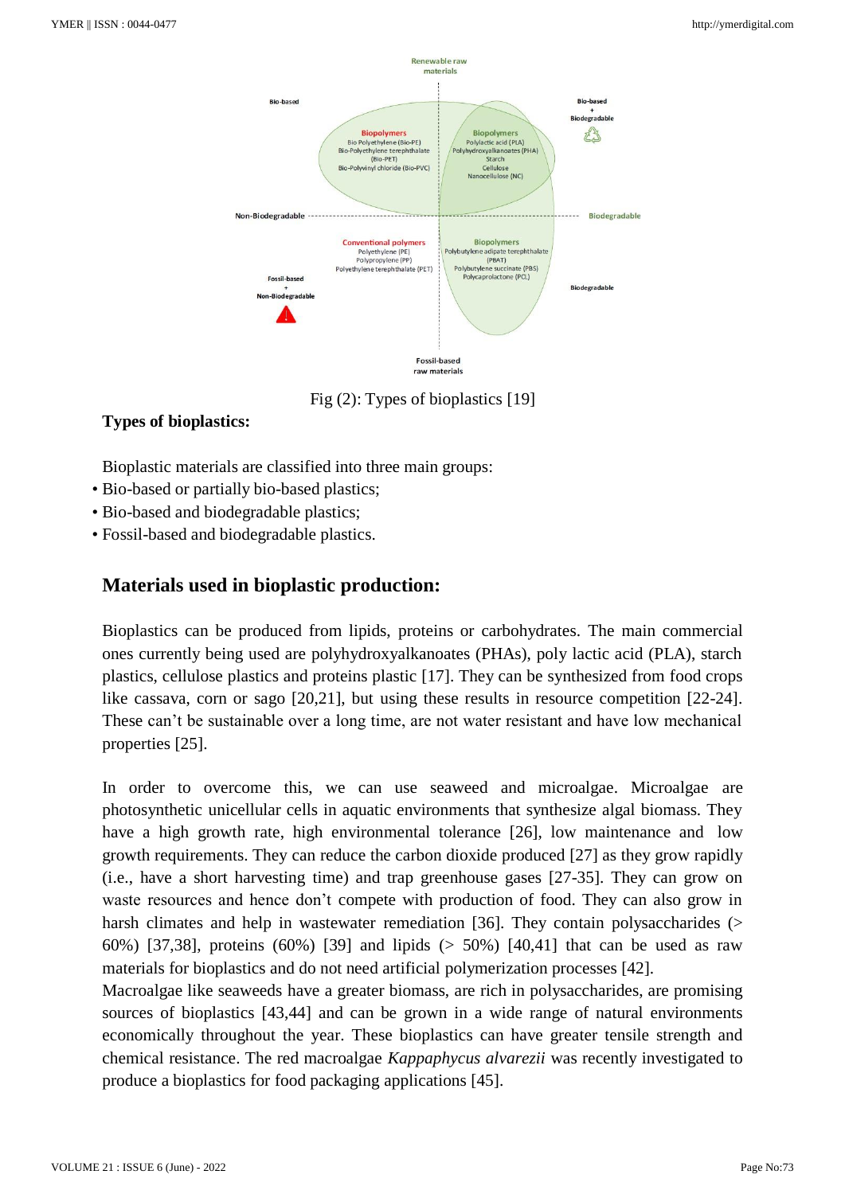Fig (2): Types of bioplastics [19]

**Types of bioplastics:**

Bioplastic materials are classified into three main groups:

- Bio-based or partially bio-based plastics;
- Bio-based and biodegradable plastics;
- Fossil-based and biodegradable plastics.

## Materials used in bioplastic production:

Bioplastics can be produced from lipids, proteins or carbohydrates. The main commercial ones currently being used are polyhydroxyalkanoates (PHAs), poly lactic acid (PLA), starch plastics, cellulose plastics and proteins plastic [17]. They can be synthesized from food crops like cassava, corn or sago [20,21], but using these results in resource competition [22-24]. These can't be sustainable over a long time, are not water resistant and have low mechanical properties [25].

In order to overcome this, we can use seaweed and microalgae. Microalgae are photosynthetic unicellular cells in aquatic environments that synthesize algal biomass. They have a high growth rate, high environmental tolerance [26], low maintenance and low growth requirements. They can reduce the carbon dioxide produced [27] as they grow rapidly (i.e., have a short harvesting time) and trap greenhouse gases [27-35]. They can grow on waste resources and hence don't compete with production of food. They can also grow in harsh climates and help in wastewater remediation [36]. They contain polysaccharides (> 60%) [37,38], proteins (60%) [39] and lipids (> 50%) [40,41] that can be used as raw materials for bioplastics and do not need artificial polymerization processes [42].

Macroalgae like seaweeds have a greater biomass, are rich in polysaccharides, are promising sources of bioplastics [43,44] and can be grown in a wide range of natural environments economically throughout the year. These bioplastics can have greater tensile strength and chemical resistance. The red macroalgae *Kappaphycus alvarezii* was recently investigated to produce a bioplastics for food packaging applications [45].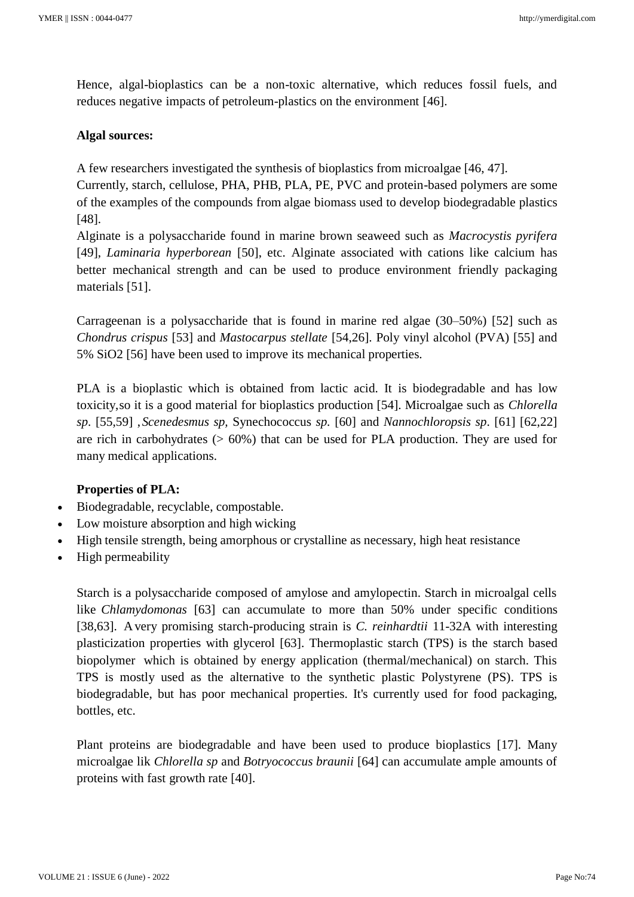Hence, algal-bioplastics can be a non-toxic alternative, which reduces fossil fuels, and reduces negative impacts of petroleum-plastics on the environment [46].

**Algal sources:**

A few researchers investigated the synthesis of bioplastics from microalgae [46, 47].
Currently, starch, cellulose, PHA, PHB, PLA, PE, PVC and protein-based polymers are some of the examples of the compounds from algae biomass used to develop biodegradable plastics [48].
Alginate is a polysaccharide found in marine brown seaweed such as *Macrocystis pyrifera* [49], *Laminaria hyperborean* [50], etc. Alginate associated with cations like calcium has better mechanical strength and can be used to produce environment friendly packaging materials [51].

Carrageenan is a polysaccharide that is found in marine red algae (30–50%) [52] such as *Chondrus crispus* [53] and *Mastocarpus stellate* [54,26]. Poly vinyl alcohol (PVA) [55] and 5% $SiO_2$ [56] have been used to improve its mechanical properties.

PLA is a bioplastic which is obtained from lactic acid. It is biodegradable and has low toxicity,so it is a good material for bioplastics production [54]. Microalgae such as *Chlorella sp*. [55,59] ,*Scenedesmus sp,* Synechococcus *sp.* [60] and *Nannochloropsis sp*. [61] [62,22] are rich in carbohydrates (> 60%) that can be used for PLA production. They are used for many medical applications.

**Properties of PLA:**

- Biodegradable, recyclable, compostable.
- Low moisture absorption and high wicking
- High tensile strength, being amorphous or crystalline as necessary, high heat resistance
- High permeability

Starch is a polysaccharide composed of amylose and amylopectin. Starch in microalgal cells like *Chlamydomonas* [63] can accumulate to more than 50% under specific conditions [38,63]. A very promising starch-producing strain is *C. reinhardtii* 11-32A with interesting plasticization properties with glycerol [63]. Thermoplastic starch (TPS) is the starch based biopolymer which is obtained by energy application (thermal/mechanical) on starch. This TPS is mostly used as the alternative to the synthetic plastic Polystyrene (PS). TPS is biodegradable, but has poor mechanical properties. It's currently used for food packaging, bottles, etc.

Plant proteins are biodegradable and have been used to produce bioplastics [17]. Many microalgae lik *Chlorella sp* and *Botryococcus braunii* [64] can accumulate ample amounts of proteins with fast growth rate [40].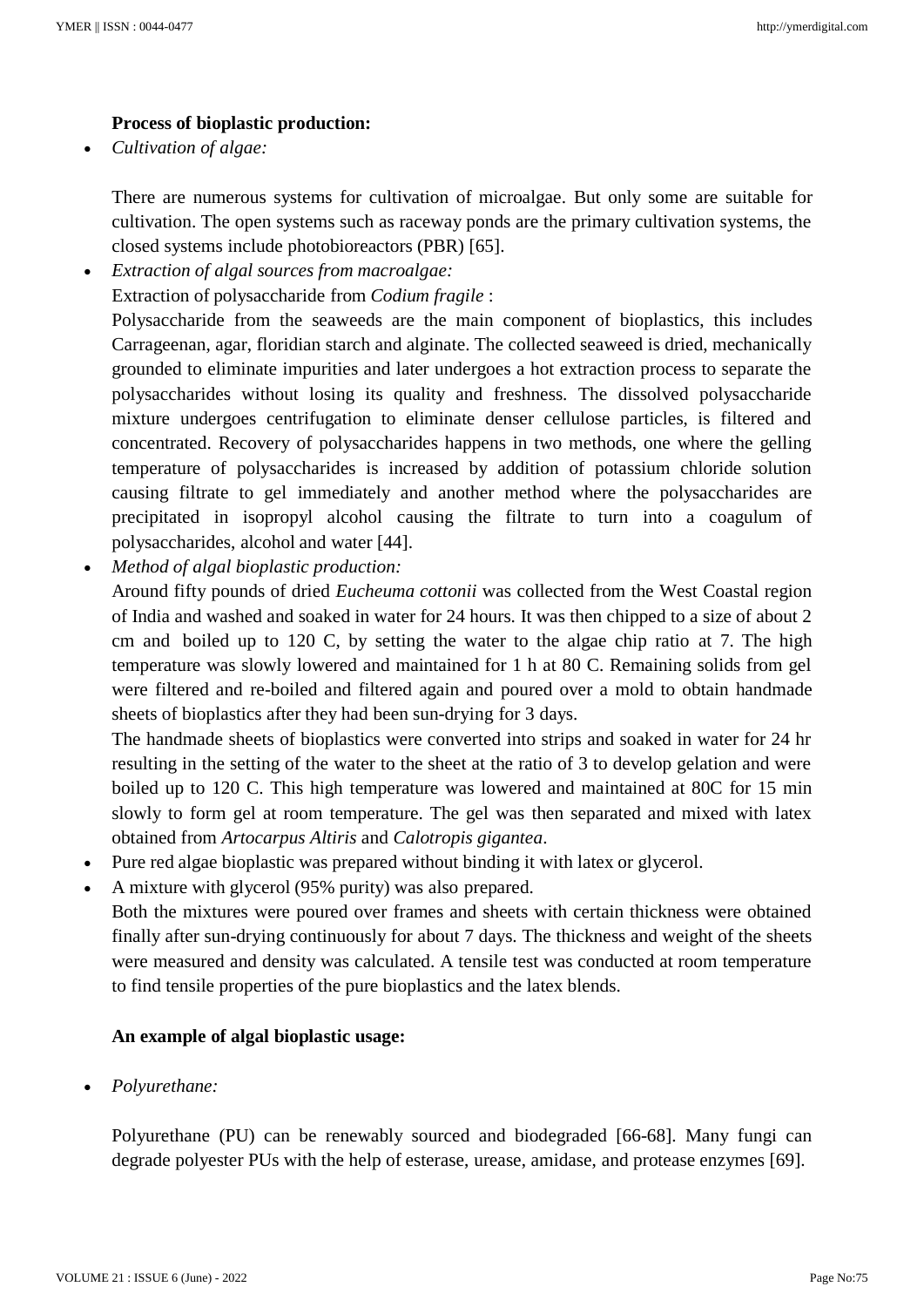**Process of bioplastic production:**

- *Cultivation of algae:*

  There are numerous systems for cultivation of microalgae. But only some are suitable for cultivation. The open systems such as raceway ponds are the primary cultivation systems, the closed systems include photobioreactors (PBR) [65].

- *Extraction of algal sources from macroalgae:*

  Extraction of polysaccharide from *Codium fragile* :

  Polysaccharide from the seaweeds are the main component of bioplastics, this includes Carrageenan, agar, floridian starch and alginate. The collected seaweed is dried, mechanically grounded to eliminate impurities and later undergoes a hot extraction process to separate the polysaccharides without losing its quality and freshness. The dissolved polysaccharide mixture undergoes centrifugation to eliminate denser cellulose particles, is filtered and concentrated. Recovery of polysaccharides happens in two methods, one where the gelling temperature of polysaccharides is increased by addition of potassium chloride solution causing filtrate to gel immediately and another method where the polysaccharides are precipitated in isopropyl alcohol causing the filtrate to turn into a coagulum of polysaccharides, alcohol and water [44].

- *Method of algal bioplastic production:*

  Around fifty pounds of dried *Eucheuma cottonii* was collected from the West Coastal region of India and washed and soaked in water for 24 hours. It was then chipped to a size of about 2 cm and boiled up to 120 C, by setting the water to the algae chip ratio at 7. The high temperature was slowly lowered and maintained for 1 h at 80 C. Remaining solids from gel were filtered and re-boiled and filtered again and poured over a mold to obtain handmade sheets of bioplastics after they had been sun-drying for 3 days.

  The handmade sheets of bioplastics were converted into strips and soaked in water for 24 hr resulting in the setting of the water to the sheet at the ratio of 3 to develop gelation and were boiled up to 120 C. This high temperature was lowered and maintained at 80C for 15 min slowly to form gel at room temperature. The gel was then separated and mixed with latex obtained from *Artocarpus Altiris* and *Calotropis gigantea*.

- Pure red algae bioplastic was prepared without binding it with latex or glycerol.
- A mixture with glycerol (95% purity) was also prepared.

  Both the mixtures were poured over frames and sheets with certain thickness were obtained finally after sun-drying continuously for about 7 days. The thickness and weight of the sheets were measured and density was calculated. A tensile test was conducted at room temperature to find tensile properties of the pure bioplastics and the latex blends.

**An example of algal bioplastic usage:**

- *Polyurethane:*

  Polyurethane (PU) can be renewably sourced and biodegraded [66-68]. Many fungi can degrade polyester PUs with the help of esterase, urease, amidase, and protease enzymes [69].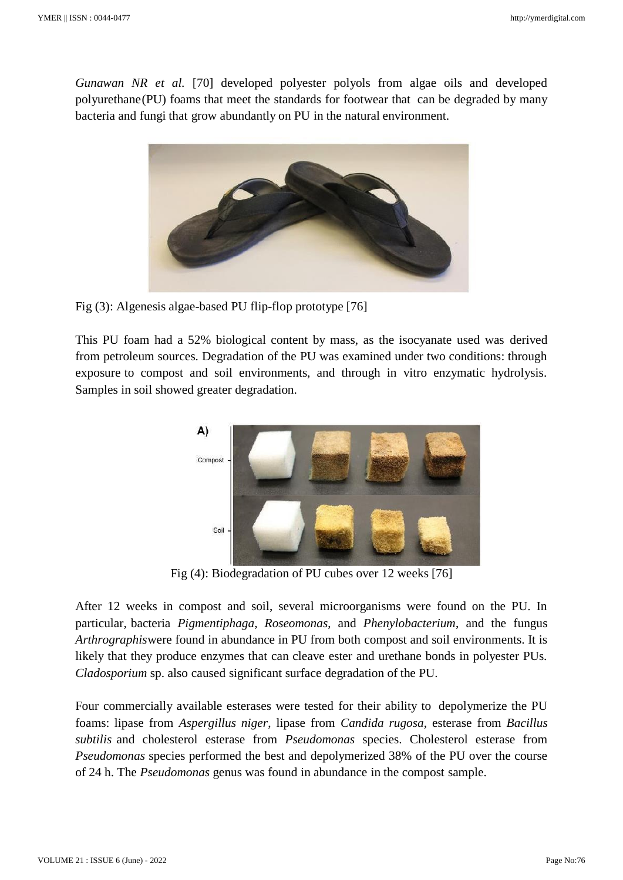*Gunawan NR et al.* [70] developed polyester polyols from algae oils and developed polyurethane(PU) foams that meet the standards for footwear that can be degraded by many bacteria and fungi that grow abundantly on PU in the natural environment.

Fig (3): Algenesis algae-based PU flip-flop prototype [76]

This PU foam had a 52% biological content by mass, as the isocyanate used was derived from petroleum sources. Degradation of the PU was examined under two conditions: through exposure to compost and soil environments, and through in vitro enzymatic hydrolysis. Samples in soil showed greater degradation.

Fig (4): Biodegradation of PU cubes over 12 weeks [76]

After 12 weeks in compost and soil, several microorganisms were found on the PU. In particular, bacteria *Pigmentiphaga*, *Roseomonas*, and *Phenylobacterium*, and the fungus *Arthrographis*were found in abundance in PU from both compost and soil environments. It is likely that they produce enzymes that can cleave ester and urethane bonds in polyester PUs. *Cladosporium* sp. also caused significant surface degradation of the PU.

Four commercially available esterases were tested for their ability to depolymerize the PU foams: lipase from *Aspergillus niger*, lipase from *Candida rugosa*, esterase from *Bacillus subtilis* and cholesterol esterase from *Pseudomonas* species. Cholesterol esterase from *Pseudomonas* species performed the best and depolymerized 38% of the PU over the course of 24 h. The *Pseudomonas* genus was found in abundance in the compost sample.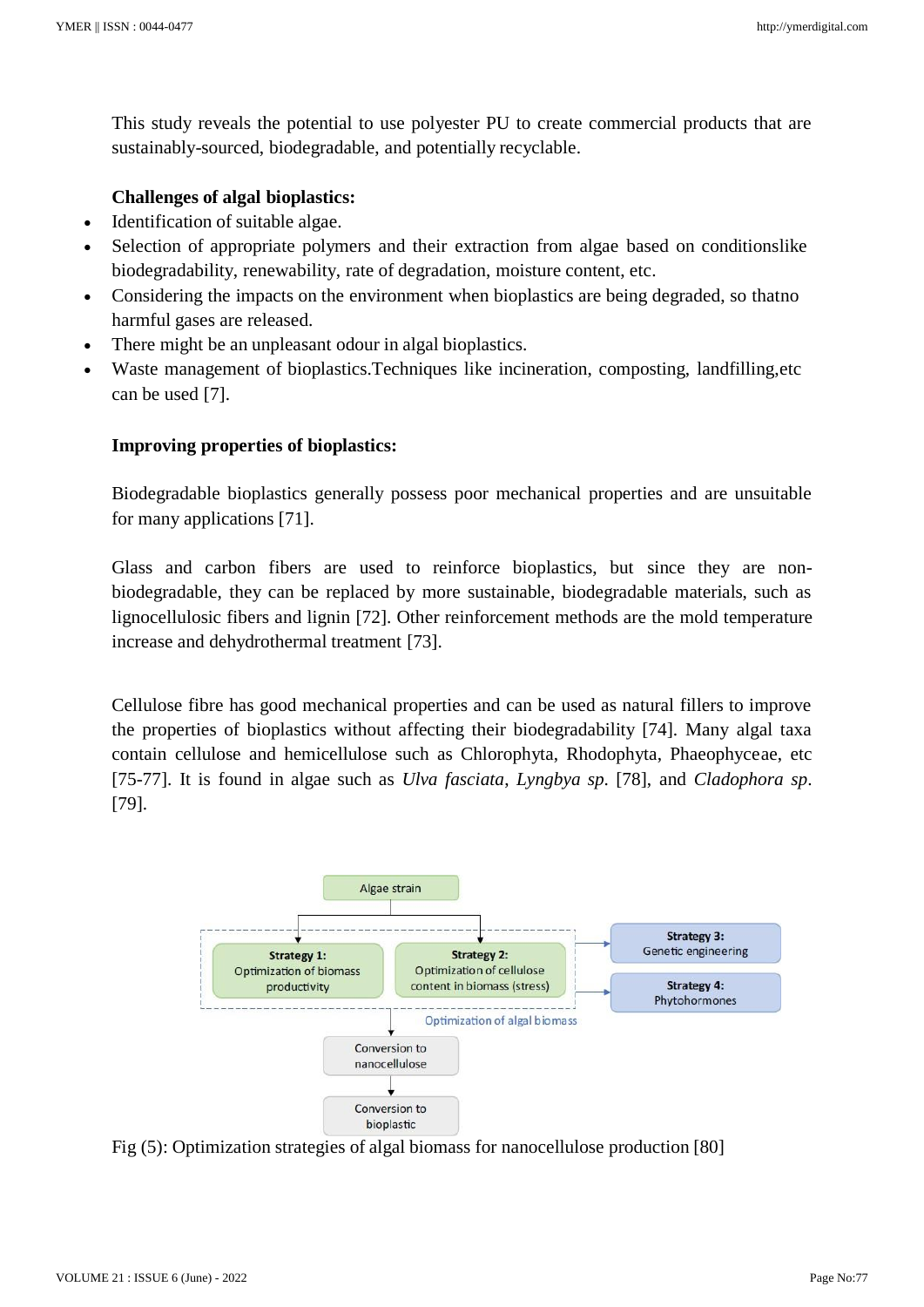This study reveals the potential to use polyester PU to create commercial products that are sustainably-sourced, biodegradable, and potentially recyclable.

**Challenges of algal bioplastics:**

- Identification of suitable algae.
- Selection of appropriate polymers and their extraction from algae based on conditionslike biodegradability, renewability, rate of degradation, moisture content, etc.
- Considering the impacts on the environment when bioplastics are being degraded, so thatno harmful gases are released.
- There might be an unpleasant odour in algal bioplastics.
- Waste management of bioplastics.Techniques like incineration, composting, landfilling,etc can be used [7].

**Improving properties of bioplastics:**

Biodegradable bioplastics generally possess poor mechanical properties and are unsuitable for many applications [71].

Glass and carbon fibers are used to reinforce bioplastics, but since they are non-biodegradable, they can be replaced by more sustainable, biodegradable materials, such as lignocellulosic fibers and lignin [72]. Other reinforcement methods are the mold temperature increase and dehydrothermal treatment [73].

Cellulose fibre has good mechanical properties and can be used as natural fillers to improve the properties of bioplastics without affecting their biodegradability [74]. Many algal taxa contain cellulose and hemicellulose such as Chlorophyta, Rhodophyta, Phaeophyceae, etc [75-77]. It is found in algae such as *Ulva fasciata*, *Lyngbya sp*. [78], and *Cladophora sp*. [79].

Algae strain

**Strategy 1:** Optimization of biomass productivity

**Strategy 2:** Optimization of cellulose content in biomass (stress)

**Strategy 3:** Genetic engineering

**Strategy 4:** Phytohormones

Optimization of algal biomass

Conversion to nanocellulose

Conversion to bioplastic

Fig (5): Optimization strategies of algal biomass for nanocellulose production [80]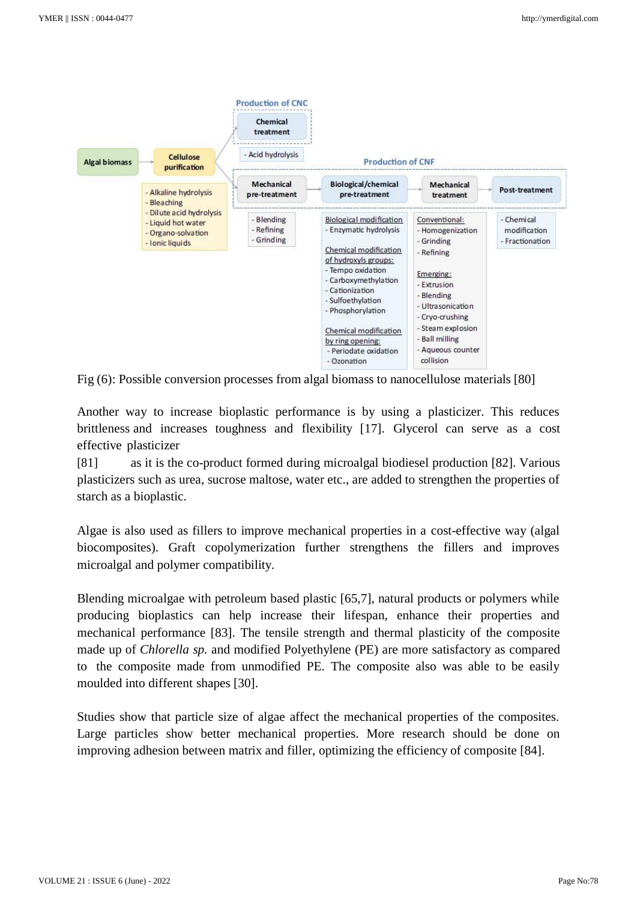Fig (6): Possible conversion processes from algal biomass to nanocellulose materials [80]

Another way to increase bioplastic performance is by using a plasticizer. This reduces brittleness and increases toughness and flexibility [17]. Glycerol can serve as a cost effective plasticizer [81] as it is the co-product formed during microalgal biodiesel production [82]. Various plasticizers such as urea, sucrose maltose, water etc., are added to strengthen the properties of starch as a bioplastic.

Algae is also used as fillers to improve mechanical properties in a cost-effective way (algal biocomposites). Graft copolymerization further strengthens the fillers and improves microalgal and polymer compatibility.

Blending microalgae with petroleum based plastic [65,7], natural products or polymers while producing bioplastics can help increase their lifespan, enhance their properties and mechanical performance [83]. The tensile strength and thermal plasticity of the composite made up of *Chlorella sp.* and modified Polyethylene (PE) are more satisfactory as compared to the composite made from unmodified PE. The composite also was able to be easily moulded into different shapes [30].

Studies show that particle size of algae affect the mechanical properties of the composites. Large particles show better mechanical properties. More research should be done on improving adhesion between matrix and filler, optimizing the efficiency of composite [84].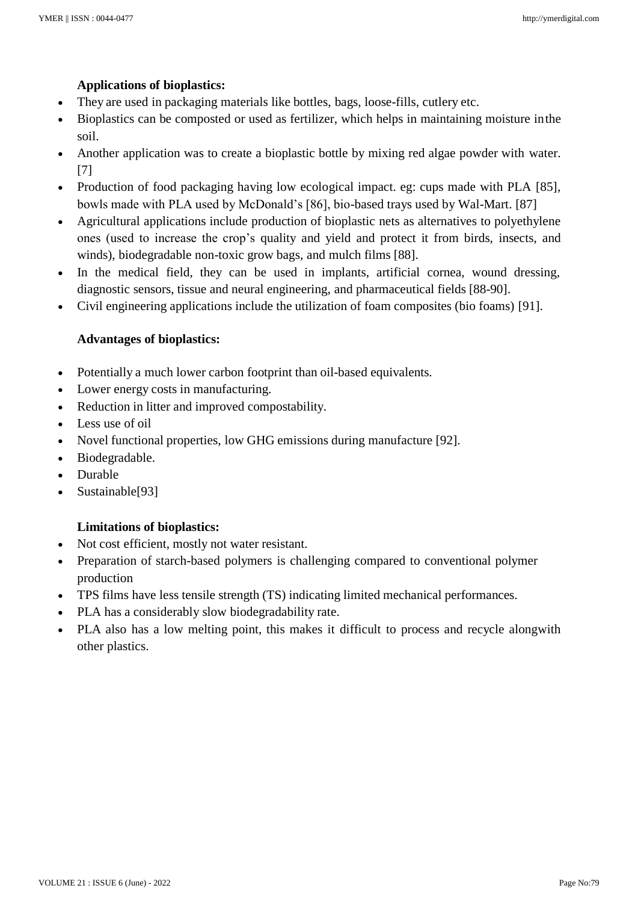**Applications of bioplastics:**

- They are used in packaging materials like bottles, bags, loose-fills, cutlery etc.
- Bioplastics can be composted or used as fertilizer, which helps in maintaining moisture inthe soil.
- Another application was to create a bioplastic bottle by mixing red algae powder with water. [7]
- Production of food packaging having low ecological impact. eg: cups made with PLA [85], bowls made with PLA used by McDonald's [86], bio-based trays used by Wal-Mart. [87]
- Agricultural applications include production of bioplastic nets as alternatives to polyethylene ones (used to increase the crop's quality and yield and protect it from birds, insects, and winds), biodegradable non-toxic grow bags, and mulch films [88].
- In the medical field, they can be used in implants, artificial cornea, wound dressing, diagnostic sensors, tissue and neural engineering, and pharmaceutical fields [88-90].
- Civil engineering applications include the utilization of foam composites (bio foams) [91].

**Advantages of bioplastics:**

- Potentially a much lower carbon footprint than oil-based equivalents.
- Lower energy costs in manufacturing.
- Reduction in litter and improved compostability.
- Less use of oil
- Novel functional properties, low GHG emissions during manufacture [92].
- Biodegradable.
- Durable
- Sustainable[93]

**Limitations of bioplastics:**

- Not cost efficient, mostly not water resistant.
- Preparation of starch-based polymers is challenging compared to conventional polymer production
- TPS films have less tensile strength (TS) indicating limited mechanical performances.
- PLA has a considerably slow biodegradability rate.
- PLA also has a low melting point, this makes it difficult to process and recycle alongwith other plastics.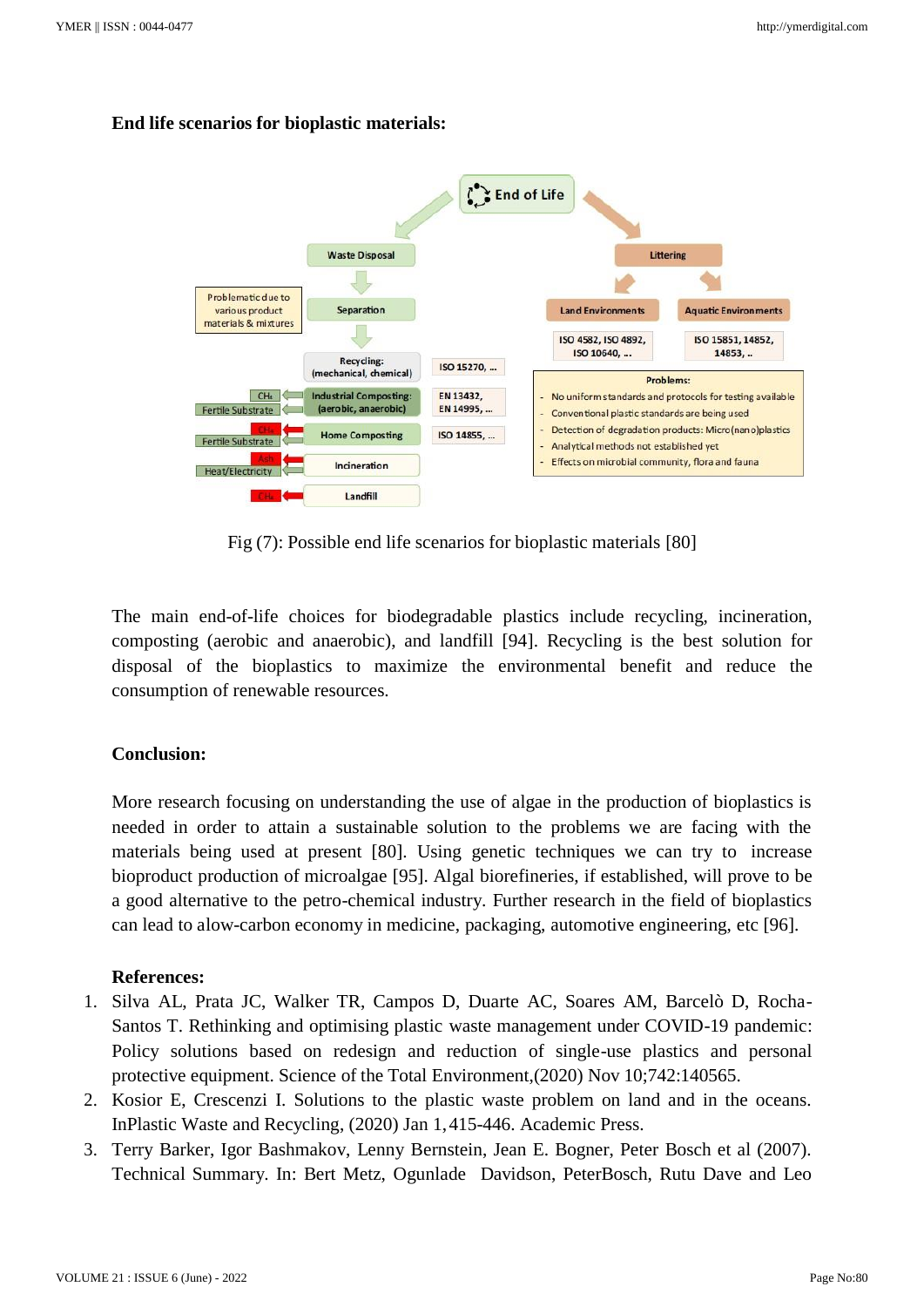**End life scenarios for bioplastic materials:**

Fig (7): Possible end life scenarios for bioplastic materials [80]

The main end-of-life choices for biodegradable plastics include recycling, incineration, composting (aerobic and anaerobic), and landfill [94]. Recycling is the best solution for disposal of the bioplastics to maximize the environmental benefit and reduce the consumption of renewable resources.

**Conclusion:**

More research focusing on understanding the use of algae in the production of bioplastics is needed in order to attain a sustainable solution to the problems we are facing with the materials being used at present [80]. Using genetic techniques we can try to increase bioproduct production of microalgae [95]. Algal biorefineries, if established, will prove to be a good alternative to the petro-chemical industry. Further research in the field of bioplastics can lead to alow-carbon economy in medicine, packaging, automotive engineering, etc [96].

**References:**

1. Silva AL, Prata JC, Walker TR, Campos D, Duarte AC, Soares AM, Barcelò D, Rocha-Santos T. Rethinking and optimising plastic waste management under COVID-19 pandemic: Policy solutions based on redesign and reduction of single-use plastics and personal protective equipment. Science of the Total Environment,(2020) Nov 10;742:140565.
2. Kosior E, Crescenzi I. Solutions to the plastic waste problem on land and in the oceans. InPlastic Waste and Recycling, (2020) Jan 1,415-446. Academic Press.
3. Terry Barker, Igor Bashmakov, Lenny Bernstein, Jean E. Bogner, Peter Bosch et al (2007). Technical Summary. In: Bert Metz, Ogunlade Davidson, PeterBosch, Rutu Dave and Leo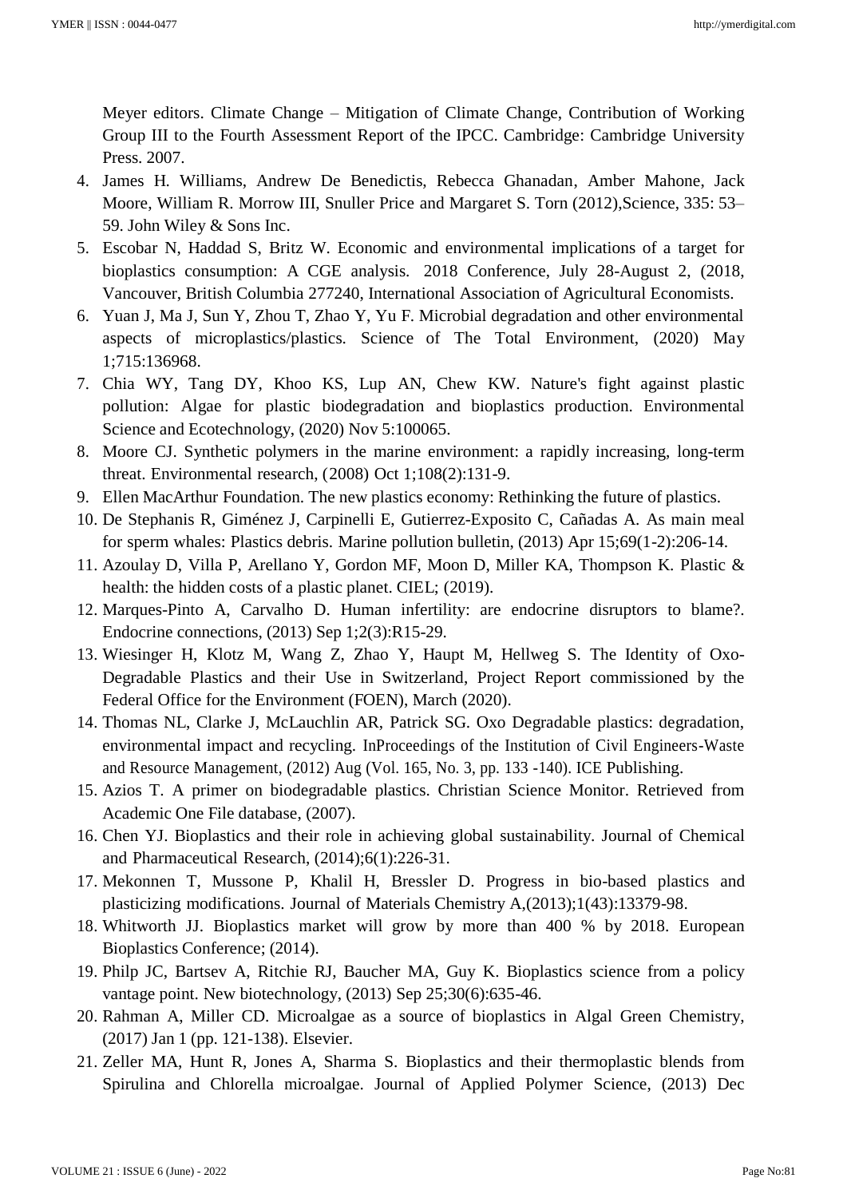Meyer editors. Climate Change – Mitigation of Climate Change, Contribution of Working Group III to the Fourth Assessment Report of the IPCC. Cambridge: Cambridge University Press. 2007.

4. James H. Williams, Andrew De Benedictis, Rebecca Ghanadan, Amber Mahone, Jack Moore, William R. Morrow III, Snuller Price and Margaret S. Torn (2012),Science, 335: 53–59. John Wiley & Sons Inc.
5. Escobar N, Haddad S, Britz W. Economic and environmental implications of a target for bioplastics consumption: A CGE analysis. 2018 Conference, July 28-August 2, (2018, Vancouver, British Columbia 277240, International Association of Agricultural Economists.
6. Yuan J, Ma J, Sun Y, Zhou T, Zhao Y, Yu F. Microbial degradation and other environmental aspects of microplastics/plastics. Science of The Total Environment, (2020) May 1;715:136968.
7. Chia WY, Tang DY, Khoo KS, Lup AN, Chew KW. Nature's fight against plastic pollution: Algae for plastic biodegradation and bioplastics production. Environmental Science and Ecotechnology, (2020) Nov 5:100065.
8. Moore CJ. Synthetic polymers in the marine environment: a rapidly increasing, long-term threat. Environmental research, (2008) Oct 1;108(2):131-9.
9. Ellen MacArthur Foundation. The new plastics economy: Rethinking the future of plastics.
10. De Stephanis R, Giménez J, Carpinelli E, Gutierrez-Exposito C, Cañadas A. As main meal for sperm whales: Plastics debris. Marine pollution bulletin, (2013) Apr 15;69(1-2):206-14.
11. Azoulay D, Villa P, Arellano Y, Gordon MF, Moon D, Miller KA, Thompson K. Plastic & health: the hidden costs of a plastic planet. CIEL; (2019).
12. Marques-Pinto A, Carvalho D. Human infertility: are endocrine disruptors to blame?. Endocrine connections, (2013) Sep 1;2(3):R15-29.
13. Wiesinger H, Klotz M, Wang Z, Zhao Y, Haupt M, Hellweg S. The Identity of Oxo-Degradable Plastics and their Use in Switzerland, Project Report commissioned by the Federal Office for the Environment (FOEN), March (2020).
14. Thomas NL, Clarke J, McLauchlin AR, Patrick SG. Oxo Degradable plastics: degradation, environmental impact and recycling. InProceedings of the Institution of Civil Engineers-Waste and Resource Management, (2012) Aug (Vol. 165, No. 3, pp. 133 -140). ICE Publishing.
15. Azios T. A primer on biodegradable plastics. Christian Science Monitor. Retrieved from Academic One File database, (2007).
16. Chen YJ. Bioplastics and their role in achieving global sustainability. Journal of Chemical and Pharmaceutical Research, (2014);6(1):226-31.
17. Mekonnen T, Mussone P, Khalil H, Bressler D. Progress in bio-based plastics and plasticizing modifications. Journal of Materials Chemistry A,(2013);1(43):13379-98.
18. Whitworth JJ. Bioplastics market will grow by more than 400 % by 2018. European Bioplastics Conference; (2014).
19. Philp JC, Bartsev A, Ritchie RJ, Baucher MA, Guy K. Bioplastics science from a policy vantage point. New biotechnology, (2013) Sep 25;30(6):635-46.
20. Rahman A, Miller CD. Microalgae as a source of bioplastics in Algal Green Chemistry, (2017) Jan 1 (pp. 121-138). Elsevier.
21. Zeller MA, Hunt R, Jones A, Sharma S. Bioplastics and their thermoplastic blends from Spirulina and Chlorella microalgae. Journal of Applied Polymer Science, (2013) Dec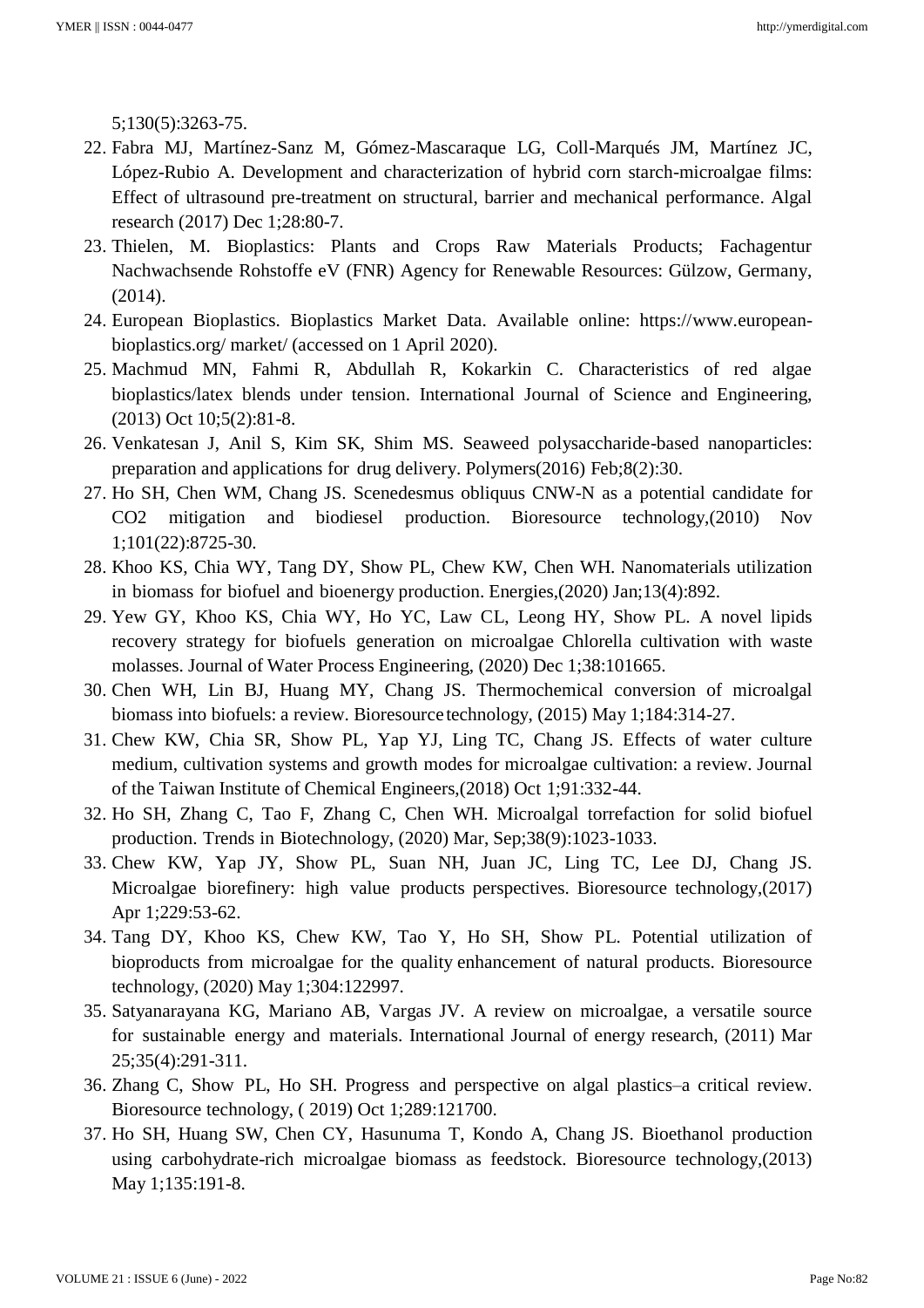5;130(5):3263-75.

22. Fabra MJ, Martínez-Sanz M, Gómez-Mascaraque LG, Coll-Marqués JM, Martínez JC, López-Rubio A. Development and characterization of hybrid corn starch-microalgae films: Effect of ultrasound pre-treatment on structural, barrier and mechanical performance. Algal research (2017) Dec 1;28:80-7.
23. Thielen, M. Bioplastics: Plants and Crops Raw Materials Products; Fachagentur Nachwachsende Rohstoffe eV (FNR) Agency for Renewable Resources: Gülzow, Germany, (2014).
24. European Bioplastics. Bioplastics Market Data. Available online: https://www.european-bioplastics.org/ market/ (accessed on 1 April 2020).
25. Machmud MN, Fahmi R, Abdullah R, Kokarkin C. Characteristics of red algae bioplastics/latex blends under tension. International Journal of Science and Engineering, (2013) Oct 10;5(2):81-8.
26. Venkatesan J, Anil S, Kim SK, Shim MS. Seaweed polysaccharide-based nanoparticles: preparation and applications for drug delivery. Polymers(2016) Feb;8(2):30.
27. Ho SH, Chen WM, Chang JS. Scenedesmus obliquus CNW-N as a potential candidate for CO2 mitigation and biodiesel production. Bioresource technology,(2010) Nov 1;101(22):8725-30.
28. Khoo KS, Chia WY, Tang DY, Show PL, Chew KW, Chen WH. Nanomaterials utilization in biomass for biofuel and bioenergy production. Energies,(2020) Jan;13(4):892.
29. Yew GY, Khoo KS, Chia WY, Ho YC, Law CL, Leong HY, Show PL. A novel lipids recovery strategy for biofuels generation on microalgae Chlorella cultivation with waste molasses. Journal of Water Process Engineering, (2020) Dec 1;38:101665.
30. Chen WH, Lin BJ, Huang MY, Chang JS. Thermochemical conversion of microalgal biomass into biofuels: a review. Bioresource technology, (2015) May 1;184:314-27.
31. Chew KW, Chia SR, Show PL, Yap YJ, Ling TC, Chang JS. Effects of water culture medium, cultivation systems and growth modes for microalgae cultivation: a review. Journal of the Taiwan Institute of Chemical Engineers,(2018) Oct 1;91:332-44.
32. Ho SH, Zhang C, Tao F, Zhang C, Chen WH. Microalgal torrefaction for solid biofuel production. Trends in Biotechnology, (2020) Mar, Sep;38(9):1023-1033.
33. Chew KW, Yap JY, Show PL, Suan NH, Juan JC, Ling TC, Lee DJ, Chang JS. Microalgae biorefinery: high value products perspectives. Bioresource technology,(2017) Apr 1;229:53-62.
34. Tang DY, Khoo KS, Chew KW, Tao Y, Ho SH, Show PL. Potential utilization of bioproducts from microalgae for the quality enhancement of natural products. Bioresource technology, (2020) May 1;304:122997.
35. Satyanarayana KG, Mariano AB, Vargas JV. A review on microalgae, a versatile source for sustainable energy and materials. International Journal of energy research, (2011) Mar 25;35(4):291-311.
36. Zhang C, Show PL, Ho SH. Progress and perspective on algal plastics–a critical review. Bioresource technology, ( 2019) Oct 1;289:121700.
37. Ho SH, Huang SW, Chen CY, Hasunuma T, Kondo A, Chang JS. Bioethanol production using carbohydrate-rich microalgae biomass as feedstock. Bioresource technology,(2013) May 1;135:191-8.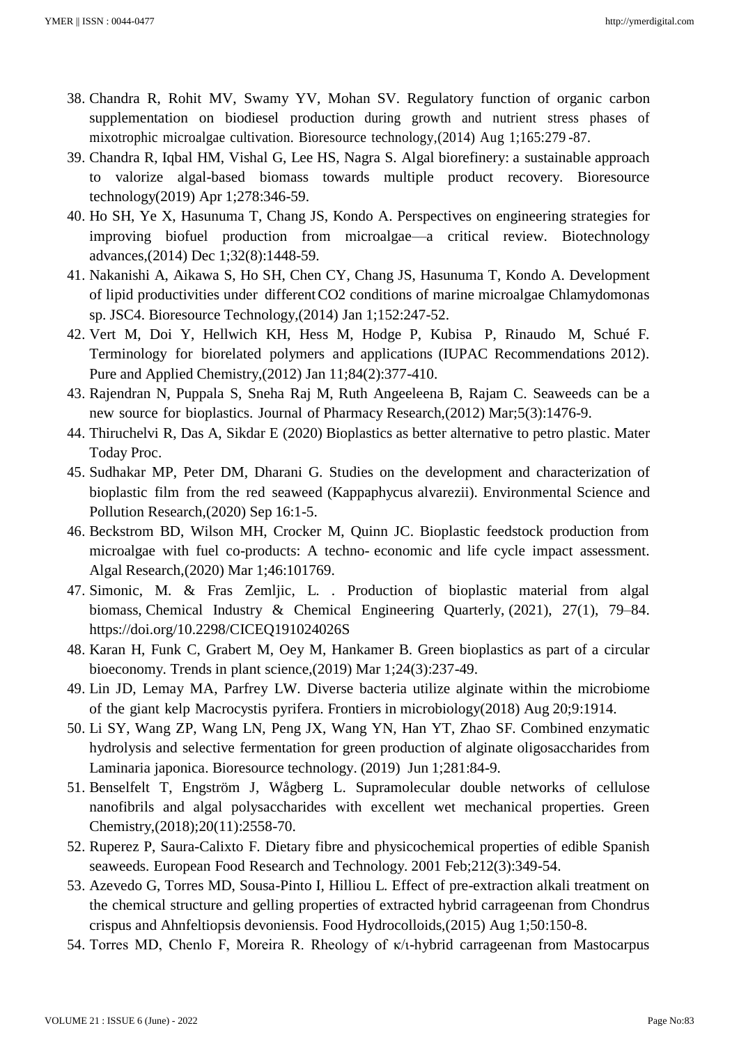38. Chandra R, Rohit MV, Swamy YV, Mohan SV. Regulatory function of organic carbon supplementation on biodiesel production during growth and nutrient stress phases of mixotrophic microalgae cultivation. Bioresource technology,(2014) Aug 1;165:279 -87.
39. Chandra R, Iqbal HM, Vishal G, Lee HS, Nagra S. Algal biorefinery: a sustainable approach to valorize algal-based biomass towards multiple product recovery. Bioresource technology(2019) Apr 1;278:346-59.
40. Ho SH, Ye X, Hasunuma T, Chang JS, Kondo A. Perspectives on engineering strategies for improving biofuel production from microalgae—a critical review. Biotechnology advances,(2014) Dec 1;32(8):1448-59.
41. Nakanishi A, Aikawa S, Ho SH, Chen CY, Chang JS, Hasunuma T, Kondo A. Development of lipid productivities under different CO2 conditions of marine microalgae Chlamydomonas sp. JSC4. Bioresource Technology,(2014) Jan 1;152:247-52.
42. Vert M, Doi Y, Hellwich KH, Hess M, Hodge P, Kubisa P, Rinaudo M, Schué F. Terminology for biorelated polymers and applications (IUPAC Recommendations 2012). Pure and Applied Chemistry,(2012) Jan 11;84(2):377-410.
43. Rajendran N, Puppala S, Sneha Raj M, Ruth Angeeleena B, Rajam C. Seaweeds can be a new source for bioplastics. Journal of Pharmacy Research,(2012) Mar;5(3):1476-9.
44. Thiruchelvi R, Das A, Sikdar E (2020) Bioplastics as better alternative to petro plastic. Mater Today Proc.
45. Sudhakar MP, Peter DM, Dharani G. Studies on the development and characterization of bioplastic film from the red seaweed (Kappaphycus alvarezii). Environmental Science and Pollution Research,(2020) Sep 16:1-5.
46. Beckstrom BD, Wilson MH, Crocker M, Quinn JC. Bioplastic feedstock production from microalgae with fuel co-products: A techno- economic and life cycle impact assessment. Algal Research,(2020) Mar 1;46:101769.
47. Simonic, M. & Fras Zemljic, L. . Production of bioplastic material from algal biomass, Chemical Industry & Chemical Engineering Quarterly, (2021), 27(1), 79–84. https://doi.org/10.2298/CICEQ191024026S
48. Karan H, Funk C, Grabert M, Oey M, Hankamer B. Green bioplastics as part of a circular bioeconomy. Trends in plant science,(2019) Mar 1;24(3):237-49.
49. Lin JD, Lemay MA, Parfrey LW. Diverse bacteria utilize alginate within the microbiome of the giant kelp Macrocystis pyrifera. Frontiers in microbiology(2018) Aug 20;9:1914.
50. Li SY, Wang ZP, Wang LN, Peng JX, Wang YN, Han YT, Zhao SF. Combined enzymatic hydrolysis and selective fermentation for green production of alginate oligosaccharides from Laminaria japonica. Bioresource technology. (2019) Jun 1;281:84-9.
51. Benselfelt T, Engström J, Wågberg L. Supramolecular double networks of cellulose nanofibrils and algal polysaccharides with excellent wet mechanical properties. Green Chemistry,(2018);20(11):2558-70.
52. Ruperez P, Saura-Calixto F. Dietary fibre and physicochemical properties of edible Spanish seaweeds. European Food Research and Technology. 2001 Feb;212(3):349-54.
53. Azevedo G, Torres MD, Sousa-Pinto I, Hilliou L. Effect of pre-extraction alkali treatment on the chemical structure and gelling properties of extracted hybrid carrageenan from Chondrus crispus and Ahnfeltiopsis devoniensis. Food Hydrocolloids,(2015) Aug 1;50:150-8.
54. Torres MD, Chenlo F, Moreira R. Rheology of κ/ι-hybrid carrageenan from Mastocarpus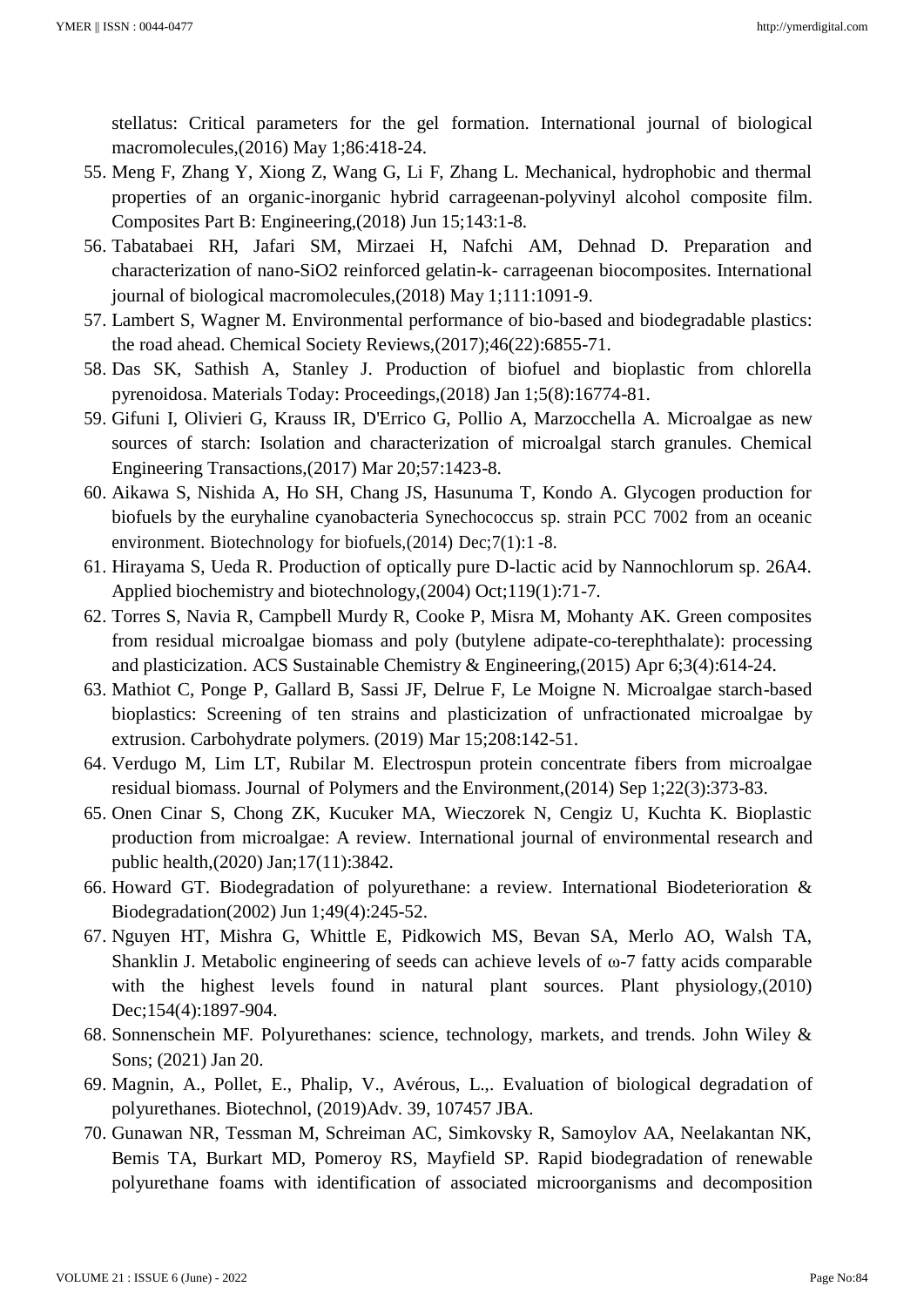stellatus: Critical parameters for the gel formation. International journal of biological macromolecules,(2016) May 1;86:418-24.

55. Meng F, Zhang Y, Xiong Z, Wang G, Li F, Zhang L. Mechanical, hydrophobic and thermal properties of an organic-inorganic hybrid carrageenan-polyvinyl alcohol composite film. Composites Part B: Engineering,(2018) Jun 15;143:1-8.
56. Tabatabaei RH, Jafari SM, Mirzaei H, Nafchi AM, Dehnad D. Preparation and characterization of nano-SiO2 reinforced gelatin-k- carrageenan biocomposites. International journal of biological macromolecules,(2018) May 1;111:1091-9.
57. Lambert S, Wagner M. Environmental performance of bio-based and biodegradable plastics: the road ahead. Chemical Society Reviews,(2017);46(22):6855-71.
58. Das SK, Sathish A, Stanley J. Production of biofuel and bioplastic from chlorella pyrenoidosa. Materials Today: Proceedings,(2018) Jan 1;5(8):16774-81.
59. Gifuni I, Olivieri G, Krauss IR, D'Errico G, Pollio A, Marzocchella A. Microalgae as new sources of starch: Isolation and characterization of microalgal starch granules. Chemical Engineering Transactions,(2017) Mar 20;57:1423-8.
60. Aikawa S, Nishida A, Ho SH, Chang JS, Hasunuma T, Kondo A. Glycogen production for biofuels by the euryhaline cyanobacteria Synechococcus sp. strain PCC 7002 from an oceanic environment. Biotechnology for biofuels,(2014) Dec;7(1):1 -8.
61. Hirayama S, Ueda R. Production of optically pure D-lactic acid by Nannochlorum sp. 26A4. Applied biochemistry and biotechnology,(2004) Oct;119(1):71-7.
62. Torres S, Navia R, Campbell Murdy R, Cooke P, Misra M, Mohanty AK. Green composites from residual microalgae biomass and poly (butylene adipate-co-terephthalate): processing and plasticization. ACS Sustainable Chemistry & Engineering,(2015) Apr 6;3(4):614-24.
63. Mathiot C, Ponge P, Gallard B, Sassi JF, Delrue F, Le Moigne N. Microalgae starch-based bioplastics: Screening of ten strains and plasticization of unfractionated microalgae by extrusion. Carbohydrate polymers. (2019) Mar 15;208:142-51.
64. Verdugo M, Lim LT, Rubilar M. Electrospun protein concentrate fibers from microalgae residual biomass. Journal of Polymers and the Environment,(2014) Sep 1;22(3):373-83.
65. Onen Cinar S, Chong ZK, Kucuker MA, Wieczorek N, Cengiz U, Kuchta K. Bioplastic production from microalgae: A review. International journal of environmental research and public health,(2020) Jan;17(11):3842.
66. Howard GT. Biodegradation of polyurethane: a review. International Biodeterioration & Biodegradation(2002) Jun 1;49(4):245-52.
67. Nguyen HT, Mishra G, Whittle E, Pidkowich MS, Bevan SA, Merlo AO, Walsh TA, Shanklin J. Metabolic engineering of seeds can achieve levels of ω-7 fatty acids comparable with the highest levels found in natural plant sources. Plant physiology,(2010) Dec;154(4):1897-904.
68. Sonnenschein MF. Polyurethanes: science, technology, markets, and trends. John Wiley & Sons; (2021) Jan 20.
69. Magnin, A., Pollet, E., Phalip, V., Avérous, L.,. Evaluation of biological degradation of polyurethanes. Biotechnol, (2019)Adv. 39, 107457 JBA.
70. Gunawan NR, Tessman M, Schreiman AC, Simkovsky R, Samoylov AA, Neelakantan NK, Bemis TA, Burkart MD, Pomeroy RS, Mayfield SP. Rapid biodegradation of renewable polyurethane foams with identification of associated microorganisms and decomposition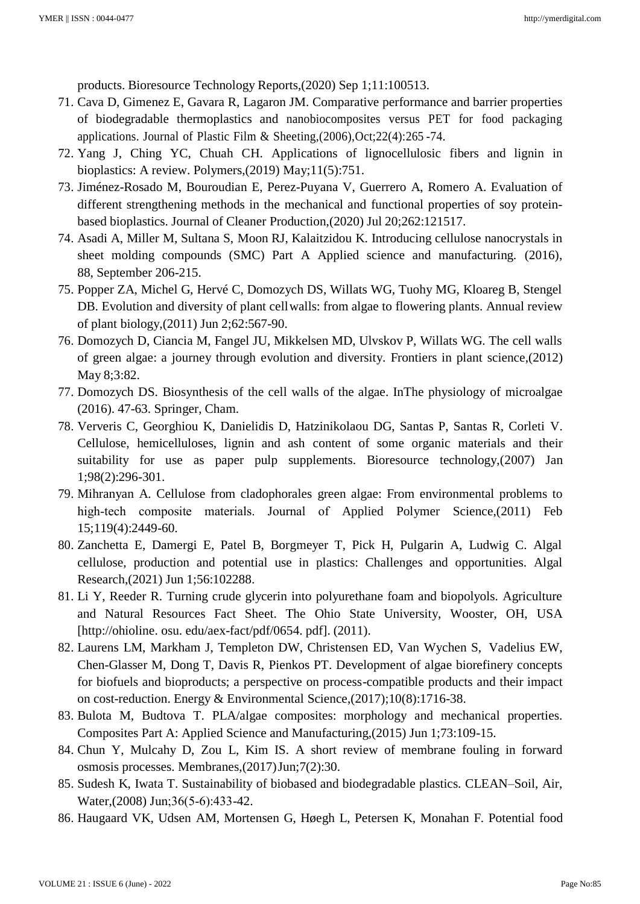products. Bioresource Technology Reports,(2020) Sep 1;11:100513.

71. Cava D, Gimenez E, Gavara R, Lagaron JM. Comparative performance and barrier properties of biodegradable thermoplastics and nanobiocomposites versus PET for food packaging applications. Journal of Plastic Film & Sheeting,(2006),Oct;22(4):265 -74.
72. Yang J, Ching YC, Chuah CH. Applications of lignocellulosic fibers and lignin in bioplastics: A review. Polymers,(2019) May;11(5):751.
73. Jiménez-Rosado M, Bouroudian E, Perez-Puyana V, Guerrero A, Romero A. Evaluation of different strengthening methods in the mechanical and functional properties of soy protein-based bioplastics. Journal of Cleaner Production,(2020) Jul 20;262:121517.
74. Asadi A, Miller M, Sultana S, Moon RJ, Kalaitzidou K. Introducing cellulose nanocrystals in sheet molding compounds (SMC) Part A Applied science and manufacturing. (2016), 88, September 206-215.
75. Popper ZA, Michel G, Hervé C, Domozych DS, Willats WG, Tuohy MG, Kloareg B, Stengel DB. Evolution and diversity of plant cellwalls: from algae to flowering plants. Annual review of plant biology,(2011) Jun 2;62:567-90.
76. Domozych D, Ciancia M, Fangel JU, Mikkelsen MD, Ulvskov P, Willats WG. The cell walls of green algae: a journey through evolution and diversity. Frontiers in plant science,(2012) May 8;3:82.
77. Domozych DS. Biosynthesis of the cell walls of the algae. InThe physiology of microalgae (2016). 47-63. Springer, Cham.
78. Ververis C, Georghiou K, Danielidis D, Hatzinikolaou DG, Santas P, Santas R, Corleti V. Cellulose, hemicelluloses, lignin and ash content of some organic materials and their suitability for use as paper pulp supplements. Bioresource technology,(2007) Jan 1;98(2):296-301.
79. Mihranyan A. Cellulose from cladophorales green algae: From environmental problems to high-tech composite materials. Journal of Applied Polymer Science,(2011) Feb 15;119(4):2449-60.
80. Zanchetta E, Damergi E, Patel B, Borgmeyer T, Pick H, Pulgarin A, Ludwig C. Algal cellulose, production and potential use in plastics: Challenges and opportunities. Algal Research,(2021) Jun 1;56:102288.
81. Li Y, Reeder R. Turning crude glycerin into polyurethane foam and biopolyols. Agriculture and Natural Resources Fact Sheet. The Ohio State University, Wooster, OH, USA [http://ohioline. osu. edu/aex-fact/pdf/0654. pdf]. (2011).
82. Laurens LM, Markham J, Templeton DW, Christensen ED, Van Wychen S, Vadelius EW, Chen-Glasser M, Dong T, Davis R, Pienkos PT. Development of algae biorefinery concepts for biofuels and bioproducts; a perspective on process-compatible products and their impact on cost-reduction. Energy & Environmental Science,(2017);10(8):1716-38.
83. Bulota M, Budtova T. PLA/algae composites: morphology and mechanical properties. Composites Part A: Applied Science and Manufacturing,(2015) Jun 1;73:109-15.
84. Chun Y, Mulcahy D, Zou L, Kim IS. A short review of membrane fouling in forward osmosis processes. Membranes,(2017)Jun;7(2):30.
85. Sudesh K, Iwata T. Sustainability of biobased and biodegradable plastics. CLEAN–Soil, Air, Water,(2008) Jun;36(5-6):433-42.
86. Haugaard VK, Udsen AM, Mortensen G, Høegh L, Petersen K, Monahan F. Potential food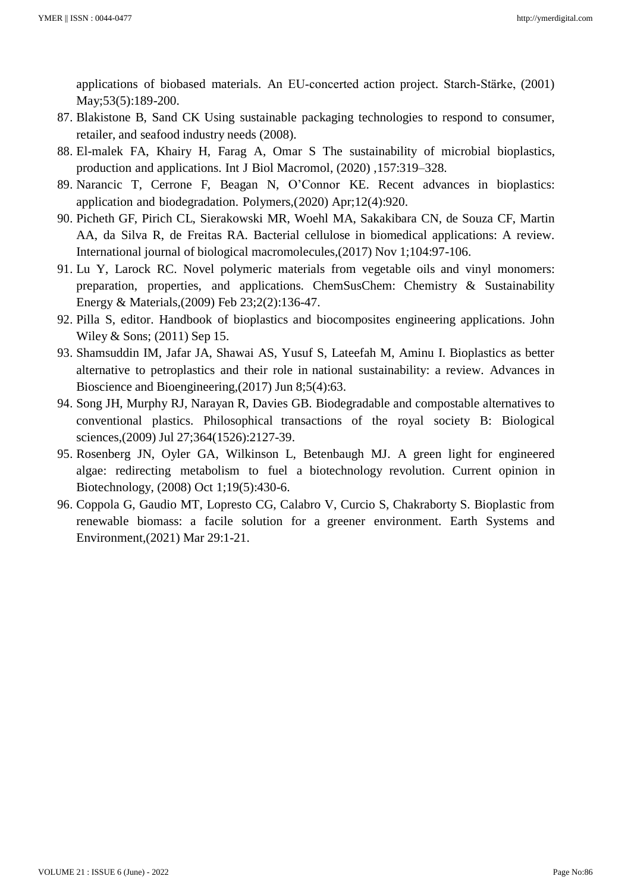applications of biobased materials. An EU-concerted action project. Starch-Stärke, (2001) May;53(5):189-200.

87. Blakistone B, Sand CK Using sustainable packaging technologies to respond to consumer, retailer, and seafood industry needs (2008).
88. El-malek FA, Khairy H, Farag A, Omar S The sustainability of microbial bioplastics, production and applications. Int J Biol Macromol, (2020) ,157:319–328.
89. Narancic T, Cerrone F, Beagan N, O'Connor KE. Recent advances in bioplastics: application and biodegradation. Polymers,(2020) Apr;12(4):920.
90. Picheth GF, Pirich CL, Sierakowski MR, Woehl MA, Sakakibara CN, de Souza CF, Martin AA, da Silva R, de Freitas RA. Bacterial cellulose in biomedical applications: A review. International journal of biological macromolecules,(2017) Nov 1;104:97-106.
91. Lu Y, Larock RC. Novel polymeric materials from vegetable oils and vinyl monomers: preparation, properties, and applications. ChemSusChem: Chemistry & Sustainability Energy & Materials,(2009) Feb 23;2(2):136-47.
92. Pilla S, editor. Handbook of bioplastics and biocomposites engineering applications. John Wiley & Sons; (2011) Sep 15.
93. Shamsuddin IM, Jafar JA, Shawai AS, Yusuf S, Lateefah M, Aminu I. Bioplastics as better alternative to petroplastics and their role in national sustainability: a review. Advances in Bioscience and Bioengineering,(2017) Jun 8;5(4):63.
94. Song JH, Murphy RJ, Narayan R, Davies GB. Biodegradable and compostable alternatives to conventional plastics. Philosophical transactions of the royal society B: Biological sciences,(2009) Jul 27;364(1526):2127-39.
95. Rosenberg JN, Oyler GA, Wilkinson L, Betenbaugh MJ. A green light for engineered algae: redirecting metabolism to fuel a biotechnology revolution. Current opinion in Biotechnology, (2008) Oct 1;19(5):430-6.
96. Coppola G, Gaudio MT, Lopresto CG, Calabro V, Curcio S, Chakraborty S. Bioplastic from renewable biomass: a facile solution for a greener environment. Earth Systems and Environment,(2021) Mar 29:1-21.